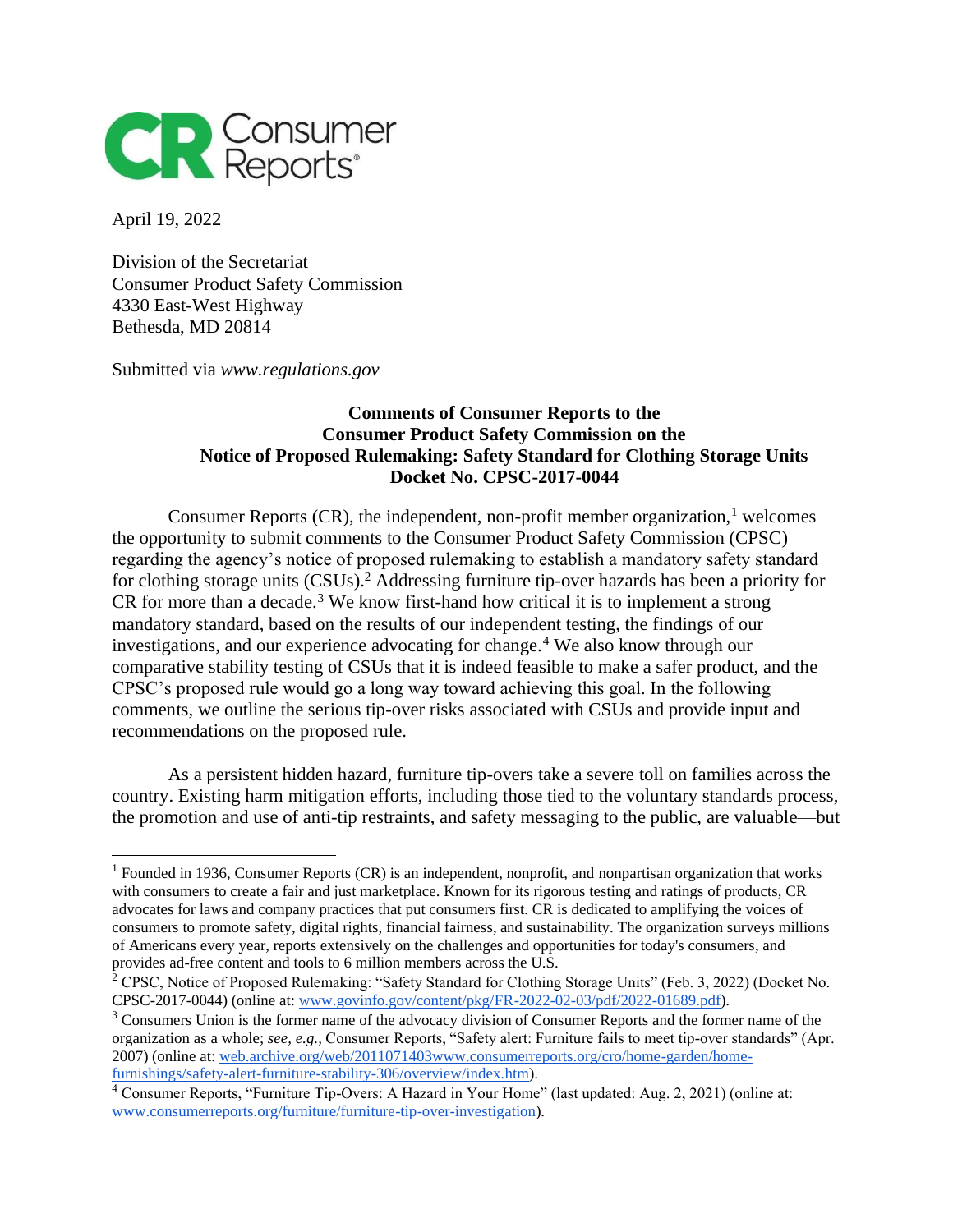**CR Consumer Reports®**

April 19, 2022

Division of the Secretariat
Consumer Product Safety Commission
4330 East-West Highway
Bethesda, MD 20814

Submitted via *www.regulations.gov*

**Comments of Consumer Reports to the Consumer Product Safety Commission on the Notice of Proposed Rulemaking: Safety Standard for Clothing Storage Units Docket No. CPSC-2017-0044**

Consumer Reports (CR), the independent, non-profit member organization,[1] welcomes the opportunity to submit comments to the Consumer Product Safety Commission (CPSC) regarding the agency's notice of proposed rulemaking to establish a mandatory safety standard for clothing storage units (CSUs).[2] Addressing furniture tip-over hazards has been a priority for CR for more than a decade.[3] We know first-hand how critical it is to implement a strong mandatory standard, based on the results of our independent testing, the findings of our investigations, and our experience advocating for change.[4] We also know through our comparative stability testing of CSUs that it is indeed feasible to make a safer product, and the CPSC's proposed rule would go a long way toward achieving this goal. In the following comments, we outline the serious tip-over risks associated with CSUs and provide input and recommendations on the proposed rule.

As a persistent hidden hazard, furniture tip-overs take a severe toll on families across the country. Existing harm mitigation efforts, including those tied to the voluntary standards process, the promotion and use of anti-tip restraints, and safety messaging to the public, are valuable—but

---

[1] Founded in 1936, Consumer Reports (CR) is an independent, nonprofit, and nonpartisan organization that works with consumers to create a fair and just marketplace. Known for its rigorous testing and ratings of products, CR advocates for laws and company practices that put consumers first. CR is dedicated to amplifying the voices of consumers to promote safety, digital rights, financial fairness, and sustainability. The organization surveys millions of Americans every year, reports extensively on the challenges and opportunities for today's consumers, and provides ad-free content and tools to 6 million members across the U.S.

[2] CPSC, Notice of Proposed Rulemaking: "Safety Standard for Clothing Storage Units" (Feb. 3, 2022) (Docket No. CPSC-2017-0044) (online at: [www.govinfo.gov/content/pkg/FR-2022-02-03/pdf/2022-01689.pdf](www.govinfo.gov/content/pkg/FR-2022-02-03/pdf/2022-01689.pdf)).

[3] Consumers Union is the former name of the advocacy division of Consumer Reports and the former name of the organization as a whole; *see, e.g.,* Consumer Reports, "Safety alert: Furniture fails to meet tip-over standards" (Apr. 2007) (online at: [web.archive.org/web/2011071403www.consumerreports.org/cro/home-garden/home-furnishings/safety-alert-furniture-stability-306/overview/index.htm](web.archive.org/web/2011071403www.consumerreports.org/cro/home-garden/home-furnishings/safety-alert-furniture-stability-306/overview/index.htm)).

[4] Consumer Reports, "Furniture Tip-Overs: A Hazard in Your Home" (last updated: Aug. 2, 2021) (online at: [www.consumerreports.org/furniture/furniture-tip-over-investigation](www.consumerreports.org/furniture/furniture-tip-over-investigation)).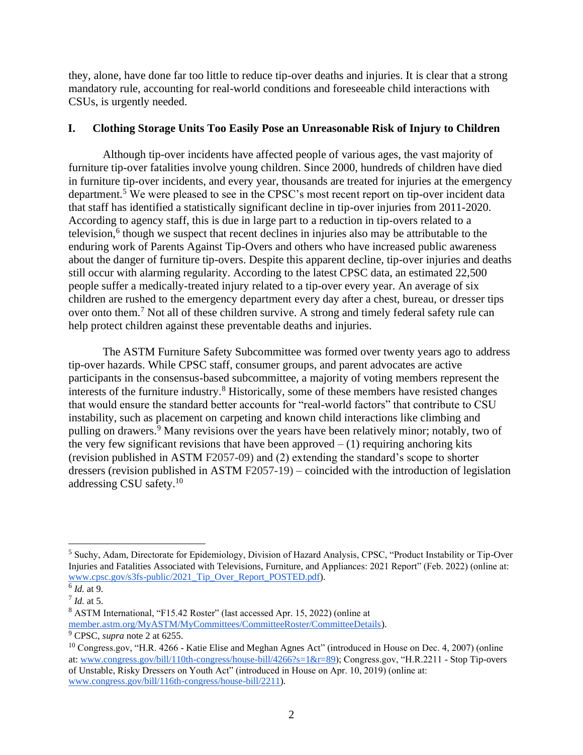they, alone, have done far too little to reduce tip-over deaths and injuries. It is clear that a strong mandatory rule, accounting for real-world conditions and foreseeable child interactions with CSUs, is urgently needed.

## I. Clothing Storage Units Too Easily Pose an Unreasonable Risk of Injury to Children

Although tip-over incidents have affected people of various ages, the vast majority of furniture tip-over fatalities involve young children. Since 2000, hundreds of children have died in furniture tip-over incidents, and every year, thousands are treated for injuries at the emergency department.[5] We were pleased to see in the CPSC's most recent report on tip-over incident data that staff has identified a statistically significant decline in tip-over injuries from 2011-2020. According to agency staff, this is due in large part to a reduction in tip-overs related to a television,[6] though we suspect that recent declines in injuries also may be attributable to the enduring work of Parents Against Tip-Overs and others who have increased public awareness about the danger of furniture tip-overs. Despite this apparent decline, tip-over injuries and deaths still occur with alarming regularity. According to the latest CPSC data, an estimated 22,500 people suffer a medically-treated injury related to a tip-over every year. An average of six children are rushed to the emergency department every day after a chest, bureau, or dresser tips over onto them.[7] Not all of these children survive. A strong and timely federal safety rule can help protect children against these preventable deaths and injuries.

The ASTM Furniture Safety Subcommittee was formed over twenty years ago to address tip-over hazards. While CPSC staff, consumer groups, and parent advocates are active participants in the consensus-based subcommittee, a majority of voting members represent the interests of the furniture industry.[8] Historically, some of these members have resisted changes that would ensure the standard better accounts for "real-world factors" that contribute to CSU instability, such as placement on carpeting and known child interactions like climbing and pulling on drawers.[9] Many revisions over the years have been relatively minor; notably, two of the very few significant revisions that have been approved – (1) requiring anchoring kits (revision published in ASTM F2057-09) and (2) extending the standard's scope to shorter dressers (revision published in ASTM F2057-19) – coincided with the introduction of legislation addressing CSU safety.[10]

---

[5] Suchy, Adam, Directorate for Epidemiology, Division of Hazard Analysis, CPSC, "Product Instability or Tip-Over Injuries and Fatalities Associated with Televisions, Furniture, and Appliances: 2021 Report" (Feb. 2022) (online at: www.cpsc.gov/s3fs-public/2021_Tip_Over_Report_POSTED.pdf).

[6] *Id.* at 9.

[7] *Id.* at 5.

[8] ASTM International, "F15.42 Roster" (last accessed Apr. 15, 2022) (online at member.astm.org/MyASTM/MyCommittees/CommitteeRoster/CommitteeDetails).

[9] CPSC, *supra* note 2 at 6255.

[10] Congress.gov, "H.R. 4266 - Katie Elise and Meghan Agnes Act" (introduced in House on Dec. 4, 2007) (online at: www.congress.gov/bill/110th-congress/house-bill/4266?s=1&r=89); Congress.gov, "H.R.2211 - Stop Tip-overs of Unstable, Risky Dressers on Youth Act" (introduced in House on Apr. 10, 2019) (online at: www.congress.gov/bill/116th-congress/house-bill/2211).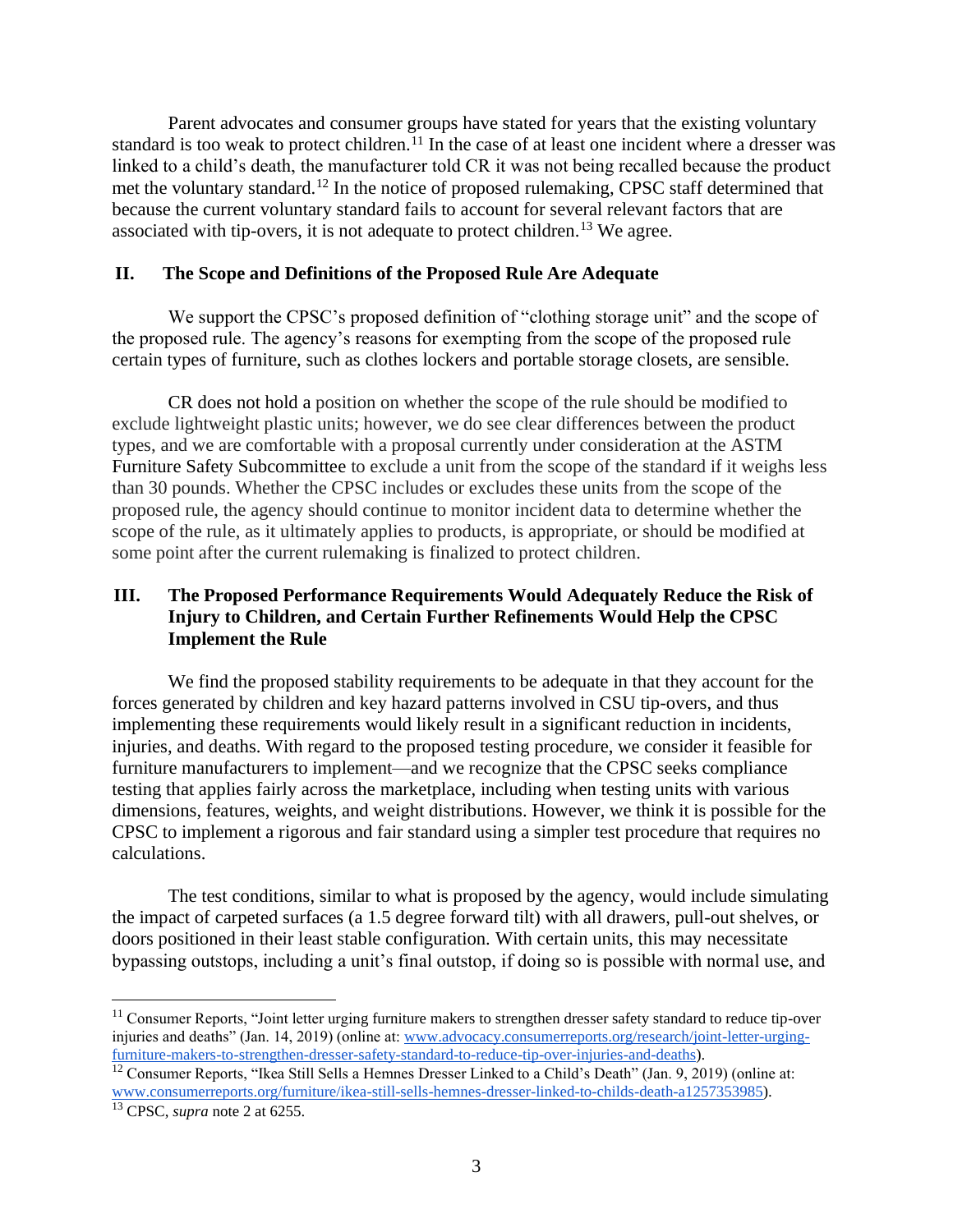Parent advocates and consumer groups have stated for years that the existing voluntary standard is too weak to protect children.[11] In the case of at least one incident where a dresser was linked to a child's death, the manufacturer told CR it was not being recalled because the product met the voluntary standard.[12] In the notice of proposed rulemaking, CPSC staff determined that because the current voluntary standard fails to account for several relevant factors that are associated with tip-overs, it is not adequate to protect children.[13] We agree.

## II. The Scope and Definitions of the Proposed Rule Are Adequate

We support the CPSC's proposed definition of "clothing storage unit" and the scope of the proposed rule. The agency's reasons for exempting from the scope of the proposed rule certain types of furniture, such as clothes lockers and portable storage closets, are sensible.

CR does not hold a position on whether the scope of the rule should be modified to exclude lightweight plastic units; however, we do see clear differences between the product types, and we are comfortable with a proposal currently under consideration at the ASTM Furniture Safety Subcommittee to exclude a unit from the scope of the standard if it weighs less than 30 pounds. Whether the CPSC includes or excludes these units from the scope of the proposed rule, the agency should continue to monitor incident data to determine whether the scope of the rule, as it ultimately applies to products, is appropriate, or should be modified at some point after the current rulemaking is finalized to protect children.

## III. The Proposed Performance Requirements Would Adequately Reduce the Risk of Injury to Children, and Certain Further Refinements Would Help the CPSC Implement the Rule

We find the proposed stability requirements to be adequate in that they account for the forces generated by children and key hazard patterns involved in CSU tip-overs, and thus implementing these requirements would likely result in a significant reduction in incidents, injuries, and deaths. With regard to the proposed testing procedure, we consider it feasible for furniture manufacturers to implement—and we recognize that the CPSC seeks compliance testing that applies fairly across the marketplace, including when testing units with various dimensions, features, weights, and weight distributions. However, we think it is possible for the CPSC to implement a rigorous and fair standard using a simpler test procedure that requires no calculations.

The test conditions, similar to what is proposed by the agency, would include simulating the impact of carpeted surfaces (a 1.5 degree forward tilt) with all drawers, pull-out shelves, or doors positioned in their least stable configuration. With certain units, this may necessitate bypassing outstops, including a unit's final outstop, if doing so is possible with normal use, and

---

[11] Consumer Reports, "Joint letter urging furniture makers to strengthen dresser safety standard to reduce tip-over injuries and deaths" (Jan. 14, 2019) (online at: www.advocacy.consumerreports.org/research/joint-letter-urging-furniture-makers-to-strengthen-dresser-safety-standard-to-reduce-tip-over-injuries-and-deaths).

[12] Consumer Reports, "Ikea Still Sells a Hemnes Dresser Linked to a Child's Death" (Jan. 9, 2019) (online at: www.consumerreports.org/furniture/ikea-still-sells-hemnes-dresser-linked-to-childs-death-a1257353985).

[13] CPSC, *supra* note 2 at 6255.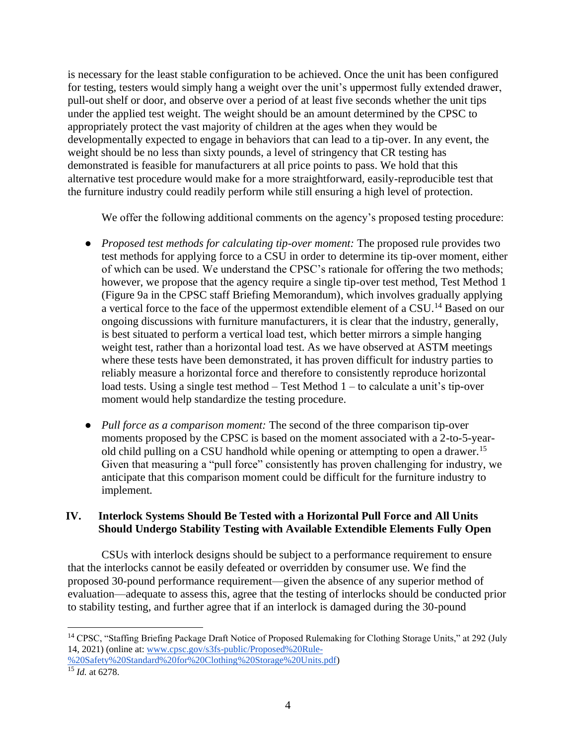is necessary for the least stable configuration to be achieved. Once the unit has been configured for testing, testers would simply hang a weight over the unit's uppermost fully extended drawer, pull-out shelf or door, and observe over a period of at least five seconds whether the unit tips under the applied test weight. The weight should be an amount determined by the CPSC to appropriately protect the vast majority of children at the ages when they would be developmentally expected to engage in behaviors that can lead to a tip-over. In any event, the weight should be no less than sixty pounds, a level of stringency that CR testing has demonstrated is feasible for manufacturers at all price points to pass. We hold that this alternative test procedure would make for a more straightforward, easily-reproducible test that the furniture industry could readily perform while still ensuring a high level of protection.

We offer the following additional comments on the agency's proposed testing procedure:

- *Proposed test methods for calculating tip-over moment:* The proposed rule provides two test methods for applying force to a CSU in order to determine its tip-over moment, either of which can be used. We understand the CPSC's rationale for offering the two methods; however, we propose that the agency require a single tip-over test method, Test Method 1 (Figure 9a in the CPSC staff Briefing Memorandum), which involves gradually applying a vertical force to the face of the uppermost extendible element of a CSU.[14] Based on our ongoing discussions with furniture manufacturers, it is clear that the industry, generally, is best situated to perform a vertical load test, which better mirrors a simple hanging weight test, rather than a horizontal load test. As we have observed at ASTM meetings where these tests have been demonstrated, it has proven difficult for industry parties to reliably measure a horizontal force and therefore to consistently reproduce horizontal load tests. Using a single test method – Test Method 1 – to calculate a unit's tip-over moment would help standardize the testing procedure.

- *Pull force as a comparison moment:* The second of the three comparison tip-over moments proposed by the CPSC is based on the moment associated with a 2-to-5-year-old child pulling on a CSU handhold while opening or attempting to open a drawer.[15] Given that measuring a "pull force" consistently has proven challenging for industry, we anticipate that this comparison moment could be difficult for the furniture industry to implement.

## IV. Interlock Systems Should Be Tested with a Horizontal Pull Force and All Units Should Undergo Stability Testing with Available Extendible Elements Fully Open

CSUs with interlock designs should be subject to a performance requirement to ensure that the interlocks cannot be easily defeated or overridden by consumer use. We find the proposed 30-pound performance requirement—given the absence of any superior method of evaluation—adequate to assess this, agree that the testing of interlocks should be conducted prior to stability testing, and further agree that if an interlock is damaged during the 30-pound

---

[14] CPSC, "Staffing Briefing Package Draft Notice of Proposed Rulemaking for Clothing Storage Units," at 292 (July 14, 2021) (online at: www.cpsc.gov/s3fs-public/Proposed%20Rule-%20Safety%20Standard%20for%20Clothing%20Storage%20Units.pdf)

[15] *Id.* at 6278.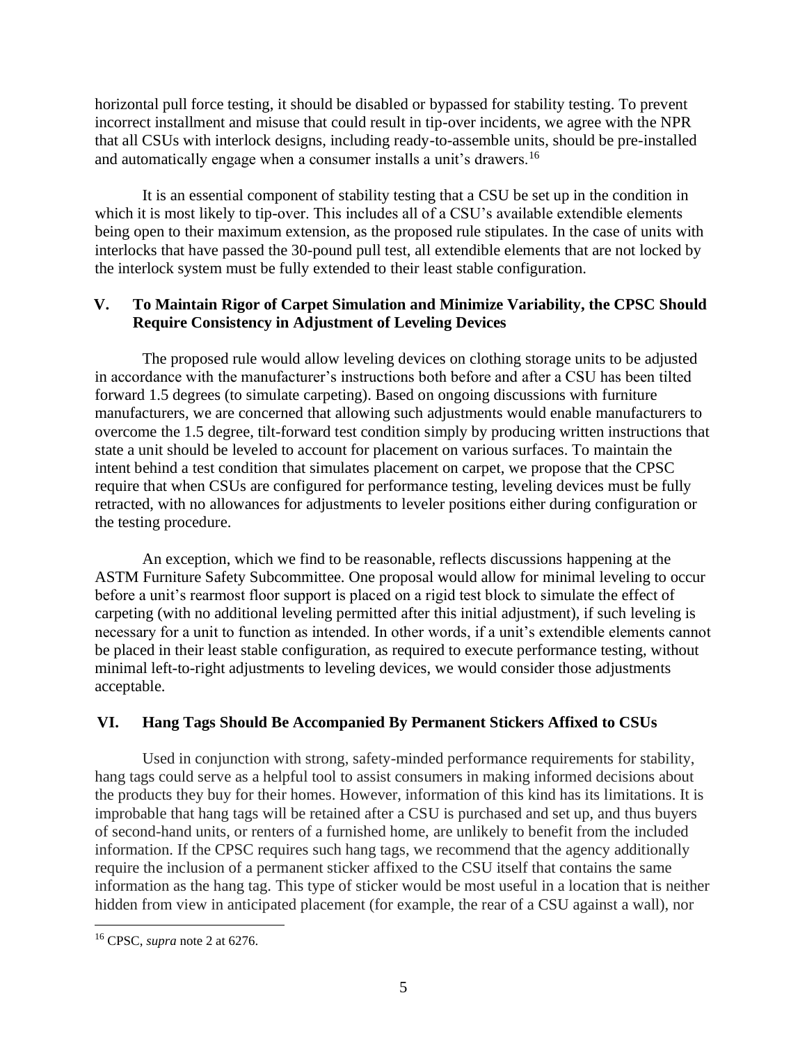horizontal pull force testing, it should be disabled or bypassed for stability testing. To prevent incorrect installment and misuse that could result in tip-over incidents, we agree with the NPR that all CSUs with interlock designs, including ready-to-assemble units, should be pre-installed and automatically engage when a consumer installs a unit's drawers.[16]

It is an essential component of stability testing that a CSU be set up in the condition in which it is most likely to tip-over. This includes all of a CSU's available extendible elements being open to their maximum extension, as the proposed rule stipulates. In the case of units with interlocks that have passed the 30-pound pull test, all extendible elements that are not locked by the interlock system must be fully extended to their least stable configuration.

## V. To Maintain Rigor of Carpet Simulation and Minimize Variability, the CPSC Should Require Consistency in Adjustment of Leveling Devices

The proposed rule would allow leveling devices on clothing storage units to be adjusted in accordance with the manufacturer's instructions both before and after a CSU has been tilted forward 1.5 degrees (to simulate carpeting). Based on ongoing discussions with furniture manufacturers, we are concerned that allowing such adjustments would enable manufacturers to overcome the 1.5 degree, tilt-forward test condition simply by producing written instructions that state a unit should be leveled to account for placement on various surfaces. To maintain the intent behind a test condition that simulates placement on carpet, we propose that the CPSC require that when CSUs are configured for performance testing, leveling devices must be fully retracted, with no allowances for adjustments to leveler positions either during configuration or the testing procedure.

An exception, which we find to be reasonable, reflects discussions happening at the ASTM Furniture Safety Subcommittee. One proposal would allow for minimal leveling to occur before a unit's rearmost floor support is placed on a rigid test block to simulate the effect of carpeting (with no additional leveling permitted after this initial adjustment), if such leveling is necessary for a unit to function as intended. In other words, if a unit's extendible elements cannot be placed in their least stable configuration, as required to execute performance testing, without minimal left-to-right adjustments to leveling devices, we would consider those adjustments acceptable.

## VI. Hang Tags Should Be Accompanied By Permanent Stickers Affixed to CSUs

Used in conjunction with strong, safety-minded performance requirements for stability, hang tags could serve as a helpful tool to assist consumers in making informed decisions about the products they buy for their homes. However, information of this kind has its limitations. It is improbable that hang tags will be retained after a CSU is purchased and set up, and thus buyers of second-hand units, or renters of a furnished home, are unlikely to benefit from the included information. If the CPSC requires such hang tags, we recommend that the agency additionally require the inclusion of a permanent sticker affixed to the CSU itself that contains the same information as the hang tag. This type of sticker would be most useful in a location that is neither hidden from view in anticipated placement (for example, the rear of a CSU against a wall), nor

---

[16] CPSC, *supra* note 2 at 6276.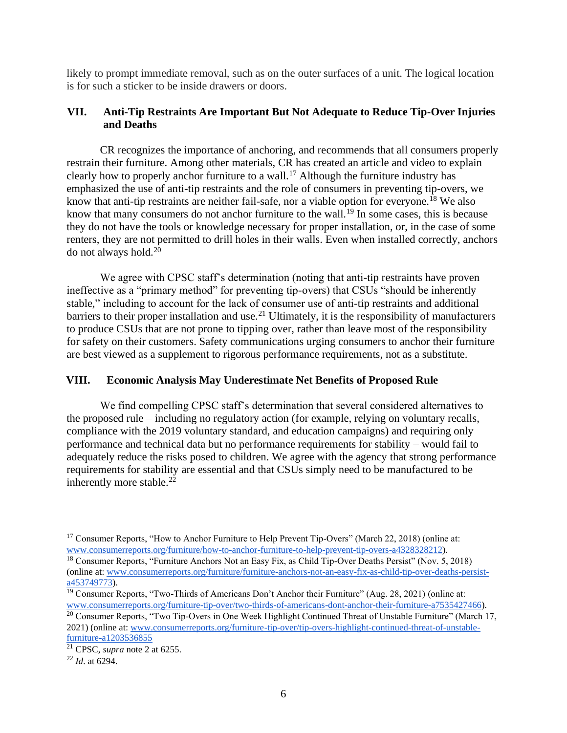likely to prompt immediate removal, such as on the outer surfaces of a unit. The logical location is for such a sticker to be inside drawers or doors.

## VII. Anti-Tip Restraints Are Important But Not Adequate to Reduce Tip-Over Injuries and Deaths

CR recognizes the importance of anchoring, and recommends that all consumers properly restrain their furniture. Among other materials, CR has created an article and video to explain clearly how to properly anchor furniture to a wall.[17] Although the furniture industry has emphasized the use of anti-tip restraints and the role of consumers in preventing tip-overs, we know that anti-tip restraints are neither fail-safe, nor a viable option for everyone.[18] We also know that many consumers do not anchor furniture to the wall.[19] In some cases, this is because they do not have the tools or knowledge necessary for proper installation, or, in the case of some renters, they are not permitted to drill holes in their walls. Even when installed correctly, anchors do not always hold.[20]

We agree with CPSC staff's determination (noting that anti-tip restraints have proven ineffective as a "primary method" for preventing tip-overs) that CSUs "should be inherently stable," including to account for the lack of consumer use of anti-tip restraints and additional barriers to their proper installation and use.[21] Ultimately, it is the responsibility of manufacturers to produce CSUs that are not prone to tipping over, rather than leave most of the responsibility for safety on their customers. Safety communications urging consumers to anchor their furniture are best viewed as a supplement to rigorous performance requirements, not as a substitute.

## VIII. Economic Analysis May Underestimate Net Benefits of Proposed Rule

We find compelling CPSC staff's determination that several considered alternatives to the proposed rule – including no regulatory action (for example, relying on voluntary recalls, compliance with the 2019 voluntary standard, and education campaigns) and requiring only performance and technical data but no performance requirements for stability – would fail to adequately reduce the risks posed to children. We agree with the agency that strong performance requirements for stability are essential and that CSUs simply need to be manufactured to be inherently more stable.[22]

---

[17] Consumer Reports, "How to Anchor Furniture to Help Prevent Tip-Overs" (March 22, 2018) (online at: www.consumerreports.org/furniture/how-to-anchor-furniture-to-help-prevent-tip-overs-a4328328212).

[18] Consumer Reports, "Furniture Anchors Not an Easy Fix, as Child Tip-Over Deaths Persist" (Nov. 5, 2018) (online at: www.consumerreports.org/furniture/furniture-anchors-not-an-easy-fix-as-child-tip-over-deaths-persist-a453749773).

[19] Consumer Reports, "Two-Thirds of Americans Don't Anchor their Furniture" (Aug. 28, 2021) (online at: www.consumerreports.org/furniture-tip-over/two-thirds-of-americans-dont-anchor-their-furniture-a7535427466).

[20] Consumer Reports, "Two Tip-Overs in One Week Highlight Continued Threat of Unstable Furniture" (March 17, 2021) (online at: www.consumerreports.org/furniture-tip-over/tip-overs-highlight-continued-threat-of-unstable-furniture-a1203536855

[21] CPSC, *supra* note 2 at 6255.

[22] *Id*. at 6294.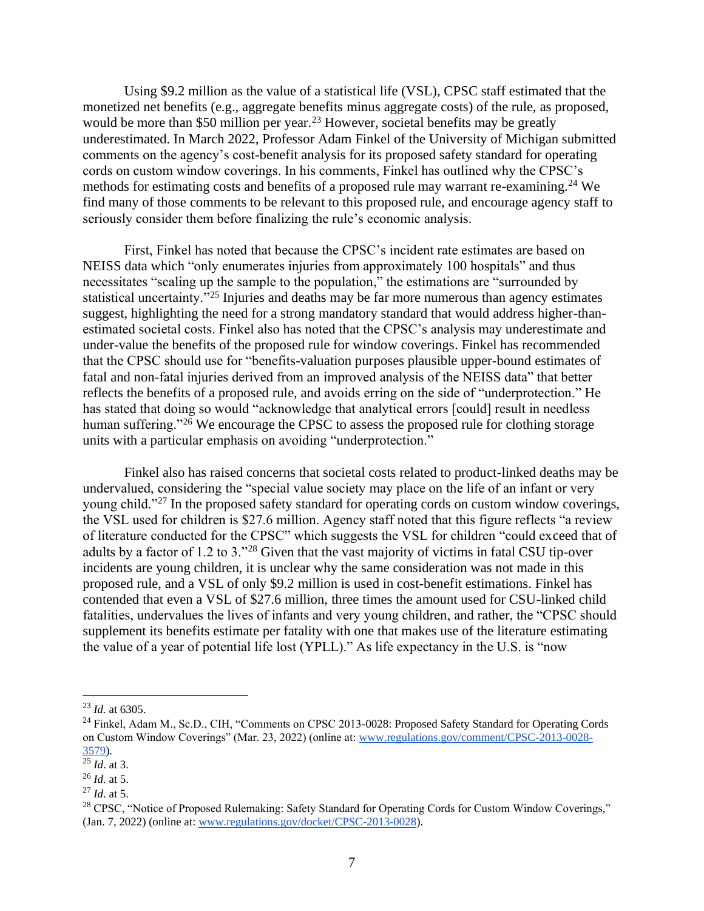Using $9.2 million as the value of a statistical life (VSL), CPSC staff estimated that the monetized net benefits (e.g., aggregate benefits minus aggregate costs) of the rule, as proposed, would be more than $50 million per year.[23] However, societal benefits may be greatly underestimated. In March 2022, Professor Adam Finkel of the University of Michigan submitted comments on the agency's cost-benefit analysis for its proposed safety standard for operating cords on custom window coverings. In his comments, Finkel has outlined why the CPSC's methods for estimating costs and benefits of a proposed rule may warrant re-examining.[24] We find many of those comments to be relevant to this proposed rule, and encourage agency staff to seriously consider them before finalizing the rule's economic analysis.

First, Finkel has noted that because the CPSC's incident rate estimates are based on NEISS data which "only enumerates injuries from approximately 100 hospitals" and thus necessitates "scaling up the sample to the population," the estimations are "surrounded by statistical uncertainty."[25] Injuries and deaths may be far more numerous than agency estimates suggest, highlighting the need for a strong mandatory standard that would address higher-than-estimated societal costs. Finkel also has noted that the CPSC's analysis may underestimate and under-value the benefits of the proposed rule for window coverings. Finkel has recommended that the CPSC should use for "benefits-valuation purposes plausible upper-bound estimates of fatal and non-fatal injuries derived from an improved analysis of the NEISS data" that better reflects the benefits of a proposed rule, and avoids erring on the side of "underprotection." He has stated that doing so would "acknowledge that analytical errors [could] result in needless human suffering."[26] We encourage the CPSC to assess the proposed rule for clothing storage units with a particular emphasis on avoiding "underprotection."

Finkel also has raised concerns that societal costs related to product-linked deaths may be undervalued, considering the "special value society may place on the life of an infant or very young child."[27] In the proposed safety standard for operating cords on custom window coverings, the VSL used for children is $27.6 million. Agency staff noted that this figure reflects "a review of literature conducted for the CPSC" which suggests the VSL for children "could exceed that of adults by a factor of 1.2 to 3."[28] Given that the vast majority of victims in fatal CSU tip-over incidents are young children, it is unclear why the same consideration was not made in this proposed rule, and a VSL of only $9.2 million is used in cost-benefit estimations. Finkel has contended that even a VSL of $27.6 million, three times the amount used for CSU-linked child fatalities, undervalues the lives of infants and very young children, and rather, the "CPSC should supplement its benefits estimate per fatality with one that makes use of the literature estimating the value of a year of potential life lost (YPLL)." As life expectancy in the U.S. is "now

---

[23] *Id.* at 6305.

[24] Finkel, Adam M., Sc.D., CIH, "Comments on CPSC 2013-0028: Proposed Safety Standard for Operating Cords on Custom Window Coverings" (Mar. 23, 2022) (online at: www.regulations.gov/comment/CPSC-2013-0028-3579).

[25] *Id.* at 3.

[26] *Id.* at 5.

[27] *Id.* at 5.

[28] CPSC, "Notice of Proposed Rulemaking: Safety Standard for Operating Cords for Custom Window Coverings," (Jan. 7, 2022) (online at: www.regulations.gov/docket/CPSC-2013-0028).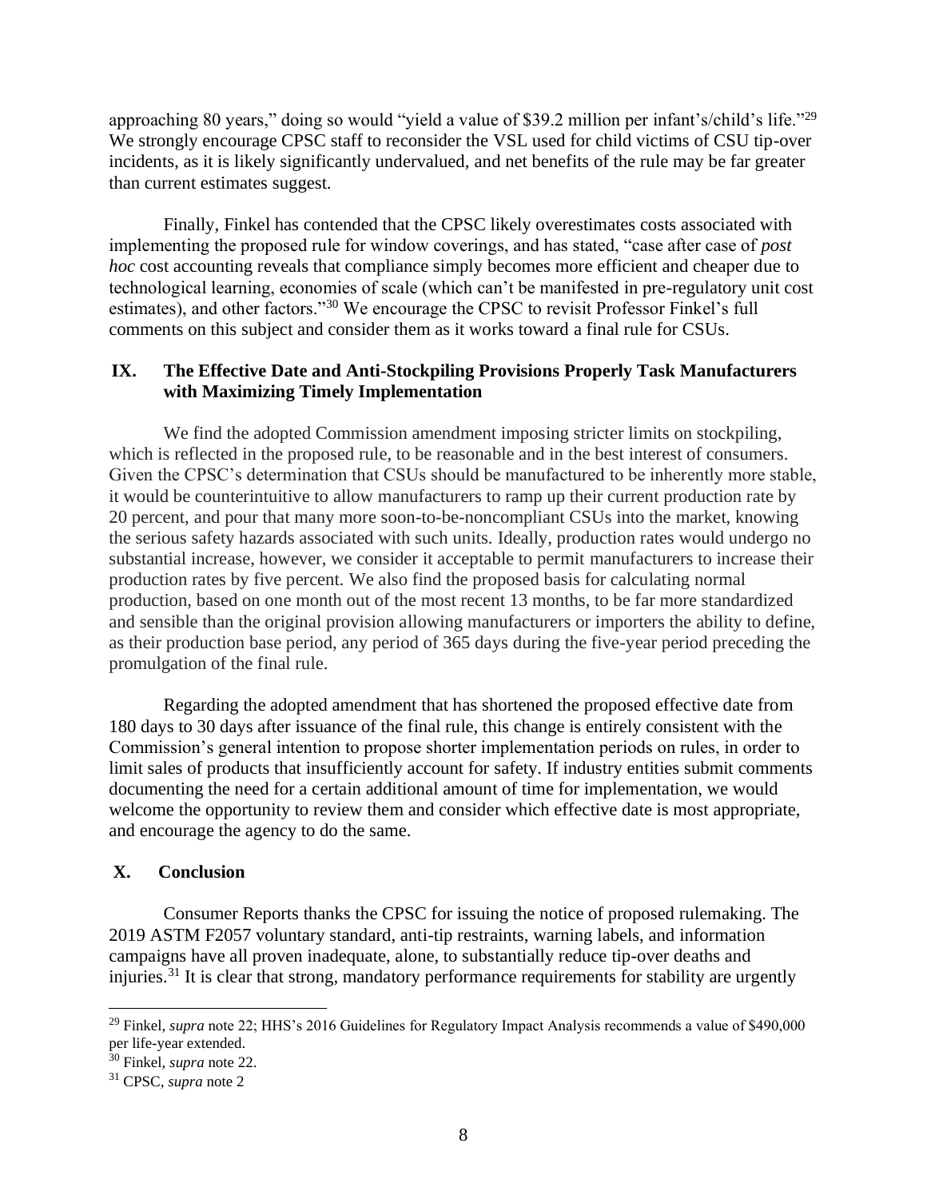approaching 80 years," doing so would "yield a value of $39.2 million per infant's/child's life."[29] We strongly encourage CPSC staff to reconsider the VSL used for child victims of CSU tip-over incidents, as it is likely significantly undervalued, and net benefits of the rule may be far greater than current estimates suggest.

Finally, Finkel has contended that the CPSC likely overestimates costs associated with implementing the proposed rule for window coverings, and has stated, "case after case of *post hoc* cost accounting reveals that compliance simply becomes more efficient and cheaper due to technological learning, economies of scale (which can't be manifested in pre-regulatory unit cost estimates), and other factors."[30] We encourage the CPSC to revisit Professor Finkel's full comments on this subject and consider them as it works toward a final rule for CSUs.

## IX. The Effective Date and Anti-Stockpiling Provisions Properly Task Manufacturers with Maximizing Timely Implementation

We find the adopted Commission amendment imposing stricter limits on stockpiling, which is reflected in the proposed rule, to be reasonable and in the best interest of consumers. Given the CPSC's determination that CSUs should be manufactured to be inherently more stable, it would be counterintuitive to allow manufacturers to ramp up their current production rate by 20 percent, and pour that many more soon-to-be-noncompliant CSUs into the market, knowing the serious safety hazards associated with such units. Ideally, production rates would undergo no substantial increase, however, we consider it acceptable to permit manufacturers to increase their production rates by five percent. We also find the proposed basis for calculating normal production, based on one month out of the most recent 13 months, to be far more standardized and sensible than the original provision allowing manufacturers or importers the ability to define, as their production base period, any period of 365 days during the five-year period preceding the promulgation of the final rule.

Regarding the adopted amendment that has shortened the proposed effective date from 180 days to 30 days after issuance of the final rule, this change is entirely consistent with the Commission's general intention to propose shorter implementation periods on rules, in order to limit sales of products that insufficiently account for safety. If industry entities submit comments documenting the need for a certain additional amount of time for implementation, we would welcome the opportunity to review them and consider which effective date is most appropriate, and encourage the agency to do the same.

## X. Conclusion

Consumer Reports thanks the CPSC for issuing the notice of proposed rulemaking. The 2019 ASTM F2057 voluntary standard, anti-tip restraints, warning labels, and information campaigns have all proven inadequate, alone, to substantially reduce tip-over deaths and injuries.[31] It is clear that strong, mandatory performance requirements for stability are urgently

---

[29] Finkel, *supra* note 22; HHS's 2016 Guidelines for Regulatory Impact Analysis recommends a value of $490,000 per life-year extended.

[30] Finkel, *supra* note 22.

[31] CPSC, *supra* note 2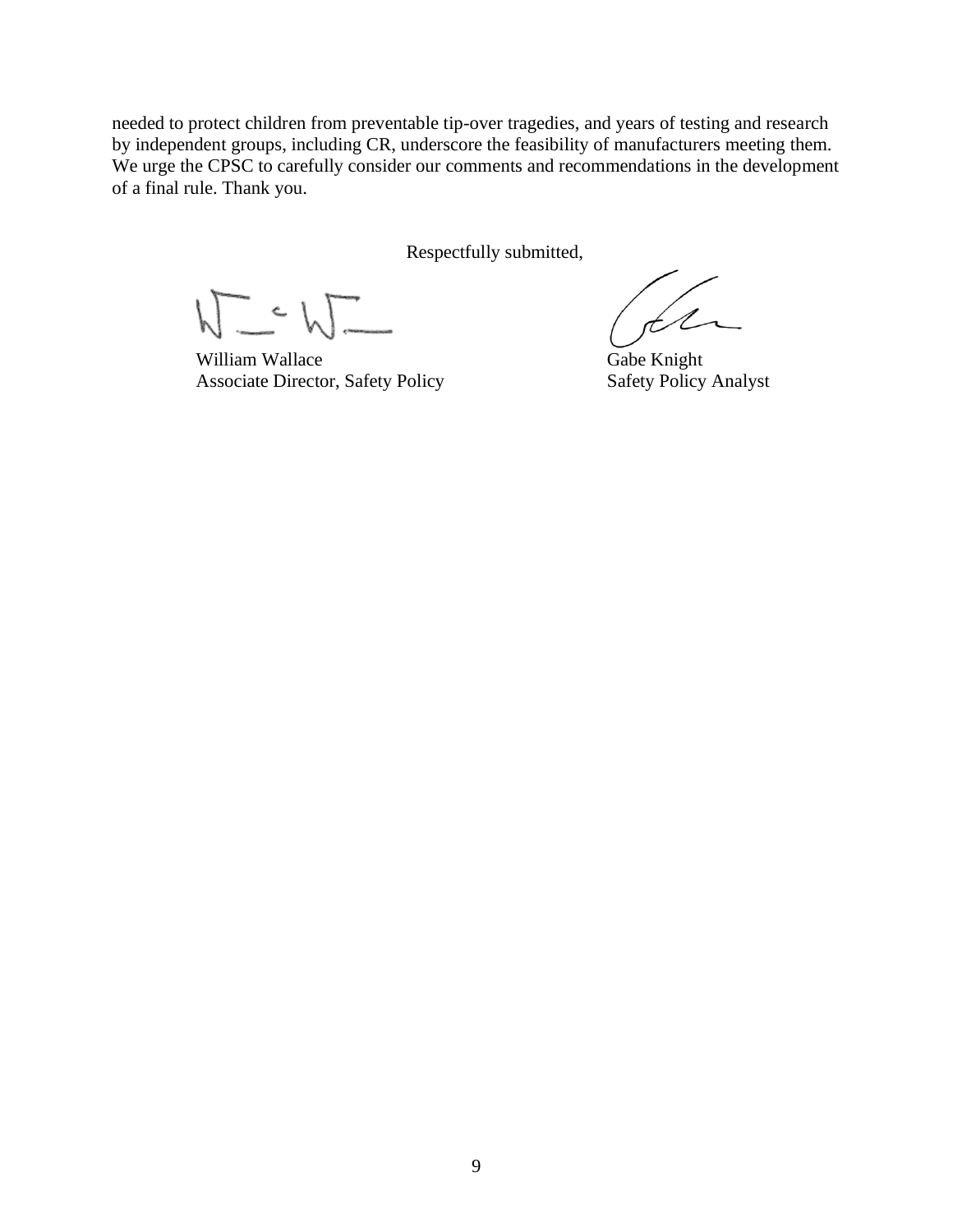needed to protect children from preventable tip-over tragedies, and years of testing and research by independent groups, including CR, underscore the feasibility of manufacturers meeting them. We urge the CPSC to carefully consider our comments and recommendations in the development of a final rule. Thank you.

Respectfully submitted,

William Wallace
Associate Director, Safety Policy

Gabe Knight
Safety Policy Analyst